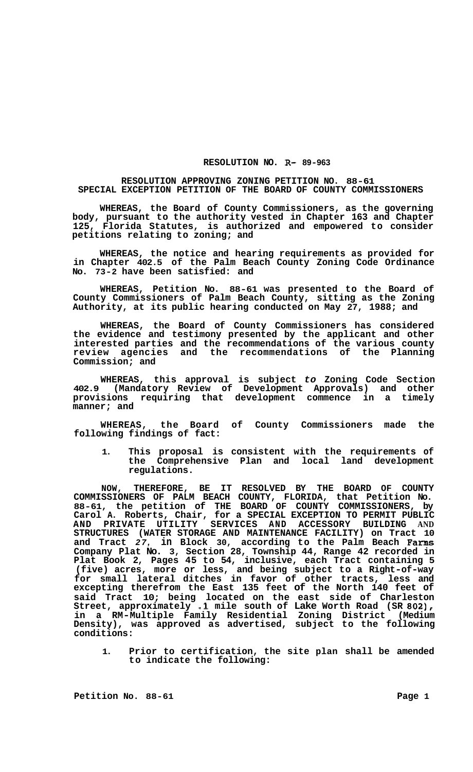**RESOLUTION NO. R- 89-963**

**RESOLUTION APPROVING ZONING PETITION NO. 88-61**
**SPECIAL EXCEPTION PETITION OF THE BOARD OF COUNTY COMMISSIONERS**

**WHEREAS, the Board of County Commissioners, as the governing body, pursuant to the authority vested in Chapter 163 and Chapter 125, Florida Statutes, is authorized and empowered to consider petitions relating to zoning; and**

**WHEREAS, the notice and hearing requirements as provided for in Chapter 402.5 of the Palm Beach County Zoning Code Ordinance No. 73-2 have been satisfied: and**

**WHEREAS, Petition No. 88-61 was presented to the Board of County Commissioners of Palm Beach County, sitting as the Zoning Authority, at its public hearing conducted on May 27, 1988; and**

**WHEREAS, the Board of County Commissioners has considered the evidence and testimony presented by the applicant and other interested parties and the recommendations of the various county review agencies and the recommendations of the Planning Commission; and**

**WHEREAS, this approval is subject *to* Zoning Code Section 402.9 (Mandatory Review of Development Approvals) and other provisions requiring that development commence in a timely manner; and**

**WHEREAS, the Board of County Commissioners made the following findings of fact:**

1. **This proposal is consistent with the requirements of the Comprehensive Plan and local land development regulations.**

**NOW, THEREFORE, BE IT RESOLVED BY THE BOARD OF COUNTY COMMISSIONERS OF PALM BEACH COUNTY, FLORIDA, that Petition No. 88-61, the petition of THE BOARD OF COUNTY COMMISSIONERS, by Carol A. Roberts, Chair, for a SPECIAL EXCEPTION TO PERMIT PUBLIC AND PRIVATE UTILITY SERVICES AND ACCESSORY BUILDING AND STRUCTURES (WATER STORAGE AND MAINTENANCE FACILITY) on Tract 10 and Tract 27, in Block 30, according to the Palm Beach Farms Company Plat No. 3, Section 28, Township 44, Range 42 recorded in Plat Book 2, Pages 45 to 54, inclusive, each Tract containing 5 (five) acres, more or less, and being subject to a Right-of-way for small lateral ditches in favor of other tracts, less and excepting therefrom the East 135 feet of the North 140 feet of said Tract 10; being located on the east side of Charleston Street, approximately .1 mile south of Lake Worth Road (SR 802), in a RM-Multiple Family Residential Zoning District (Medium Density), was approved as advertised, subject to the following conditions:**

1. **Prior to certification, the site plan shall be amended to indicate the following:**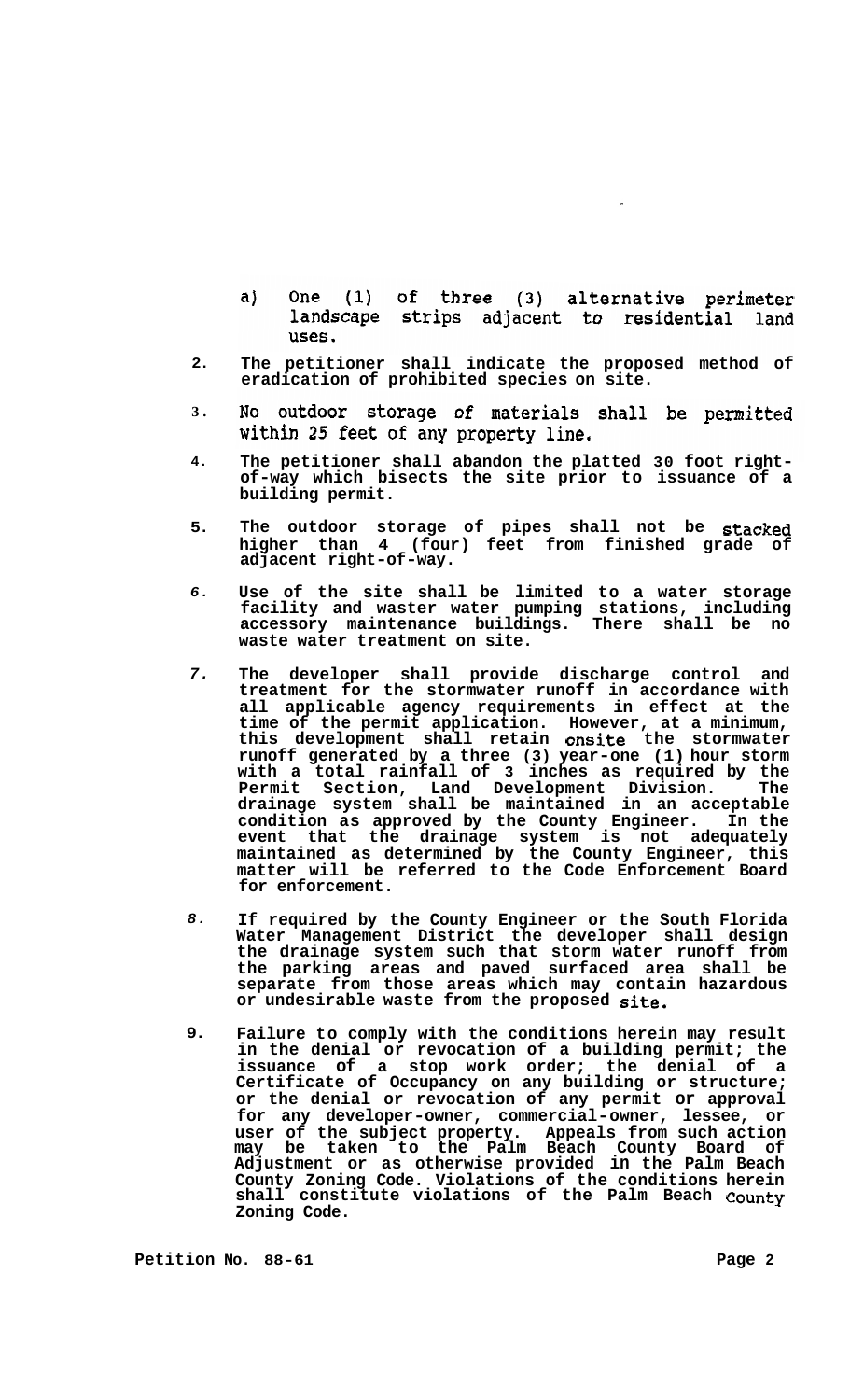a) One (1) of three (3) alternative perimeter landscape strips adjacent to residential land uses.

2. The petitioner shall indicate the proposed method of eradication of prohibited species on site.

3. No outdoor storage of materials shall be permitted within 25 feet of any property line.

4. The petitioner shall abandon the platted 30 foot right-of-way which bisects the site prior to issuance of a building permit.

5. The outdoor storage of pipes shall not be stacked higher than 4 (four) feet from finished grade of adjacent right-of-way.

6. Use of the site shall be limited to a water storage facility and waster water pumping stations, including accessory maintenance buildings. There shall be no waste water treatment on site.

7. The developer shall provide discharge control and treatment for the stormwater runoff in accordance with all applicable agency requirements in effect at the time of the permit application. However, at a minimum, this development shall retain onsite the stormwater runoff generated by a three (3) year-one (1) hour storm with a total rainfall of 3 inches as required by the Permit Section, Land Development Division. The drainage system shall be maintained in an acceptable condition as approved by the County Engineer. In the event that the drainage system is not adequately maintained as determined by the County Engineer, this matter will be referred to the Code Enforcement Board for enforcement.

8. If required by the County Engineer or the South Florida Water Management District the developer shall design the drainage system such that storm water runoff from the parking areas and paved surfaced area shall be separate from those areas which may contain hazardous or undesirable waste from the proposed site.

9. Failure to comply with the conditions herein may result in the denial or revocation of a building permit; the issuance of a stop work order; the denial of a Certificate of Occupancy on any building or structure; or the denial or revocation of any permit or approval for any developer-owner, commercial-owner, lessee, or user of the subject property. Appeals from such action may be taken to the Palm Beach County Board of Adjustment or as otherwise provided in the Palm Beach County Zoning Code. Violations of the conditions herein shall constitute violations of the Palm Beach County Zoning Code.

Petition No. 88-61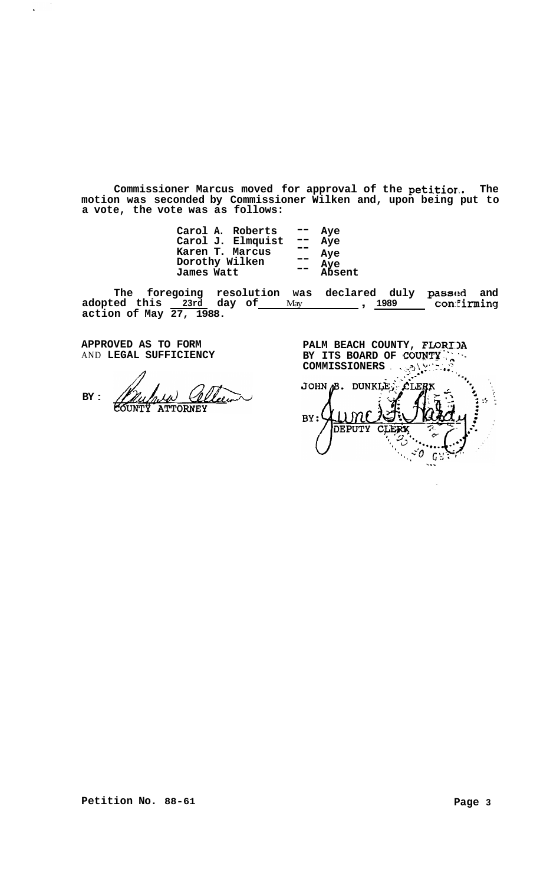Commissioner Marcus moved for approval of the petition. The motion was seconded by Commissioner Wilken and, upon being put to a vote, the vote was as follows:

| | | |
|---|---|---|
| Carol A. Roberts | -- | Aye |
| Carol J. Elmquist | -- | Aye |
| Karen T. Marcus | -- | Aye |
| Dorothy Wilken | -- | Aye |
| James Watt | -- | Absent |

The foregoing resolution was declared duly passed and adopted this 23rd day of May , 1989 confirming action of May 27, 1988.

APPROVED AS TO FORM AND LEGAL SUFFICIENCY

BY: COUNTY ATTORNEY

PALM BEACH COUNTY, FLORIDA BY ITS BOARD OF COUNTY COMMISSIONERS

JOHN B. DUNKLE, CLERK

BY: DEPUTY CLERK

Petition No. 88-61